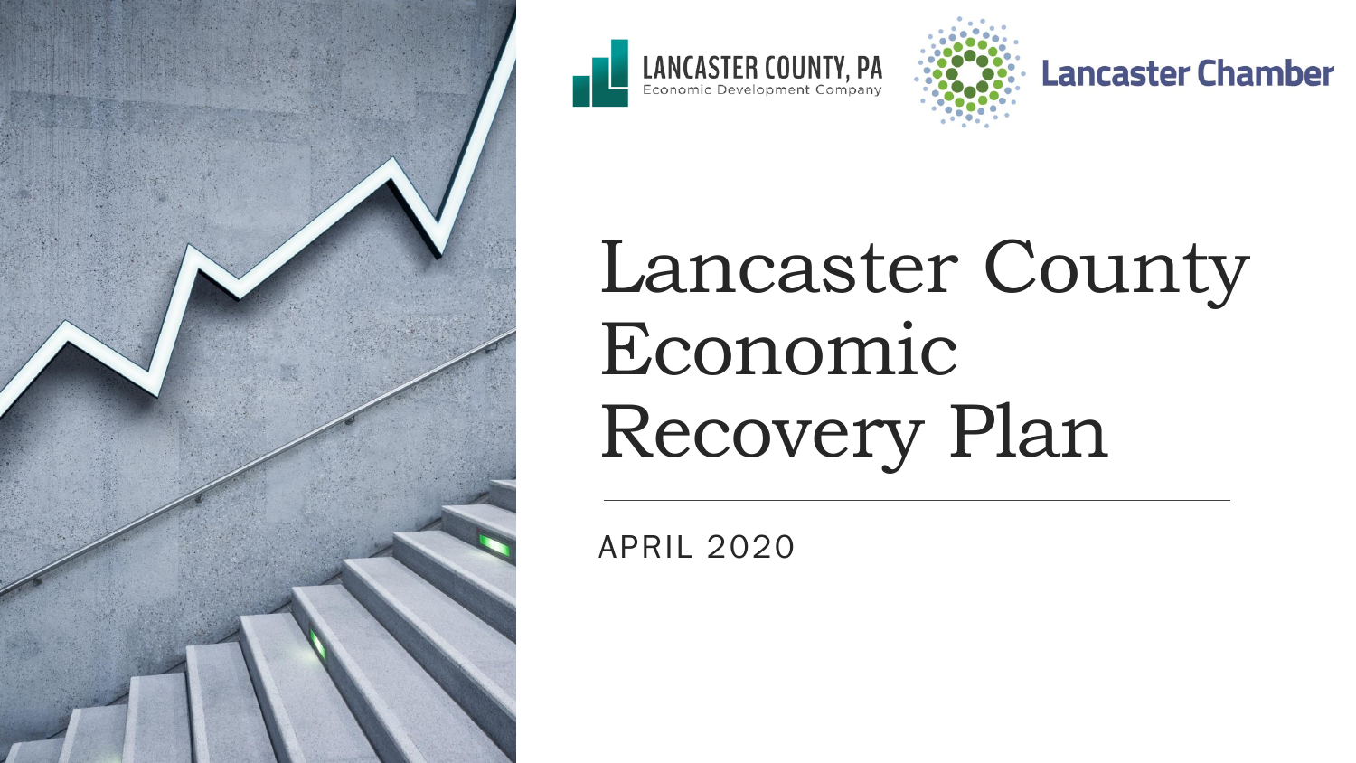LANCASTER COUNTY, PA
Economic Development Company

Lancaster Chamber

# Lancaster County Economic Recovery Plan

APRIL 2020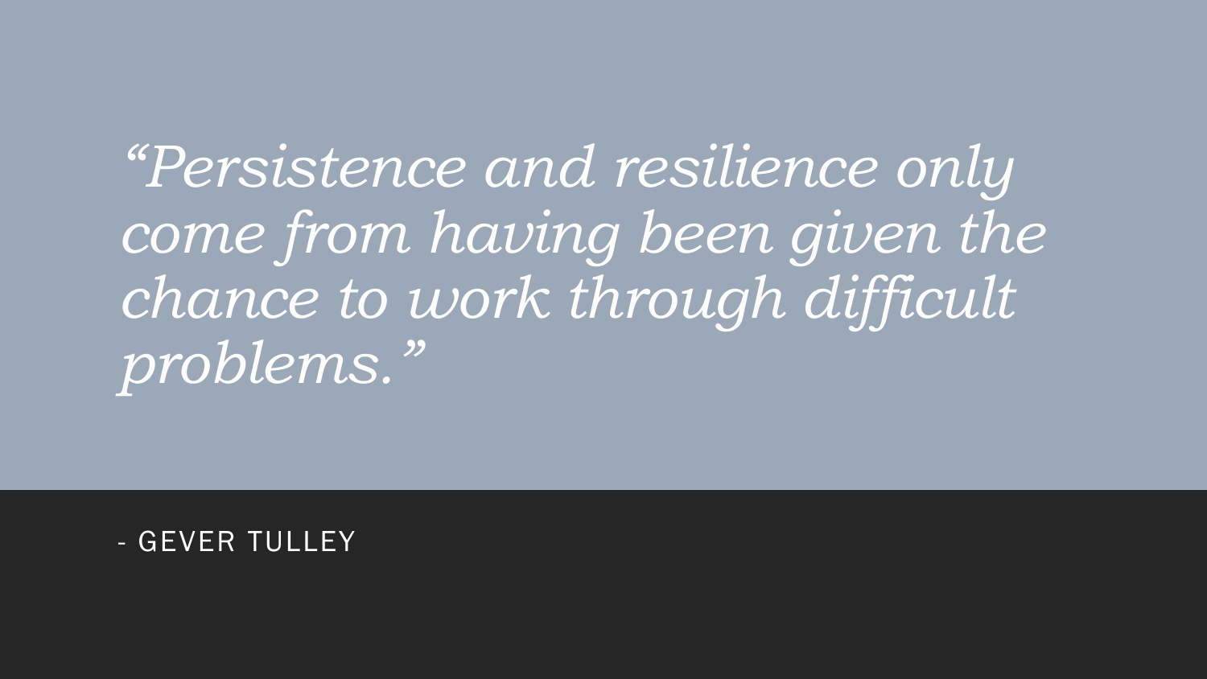*"Persistence and resilience only come from having been given the chance to work through difficult problems."*

- GEVER TULLEY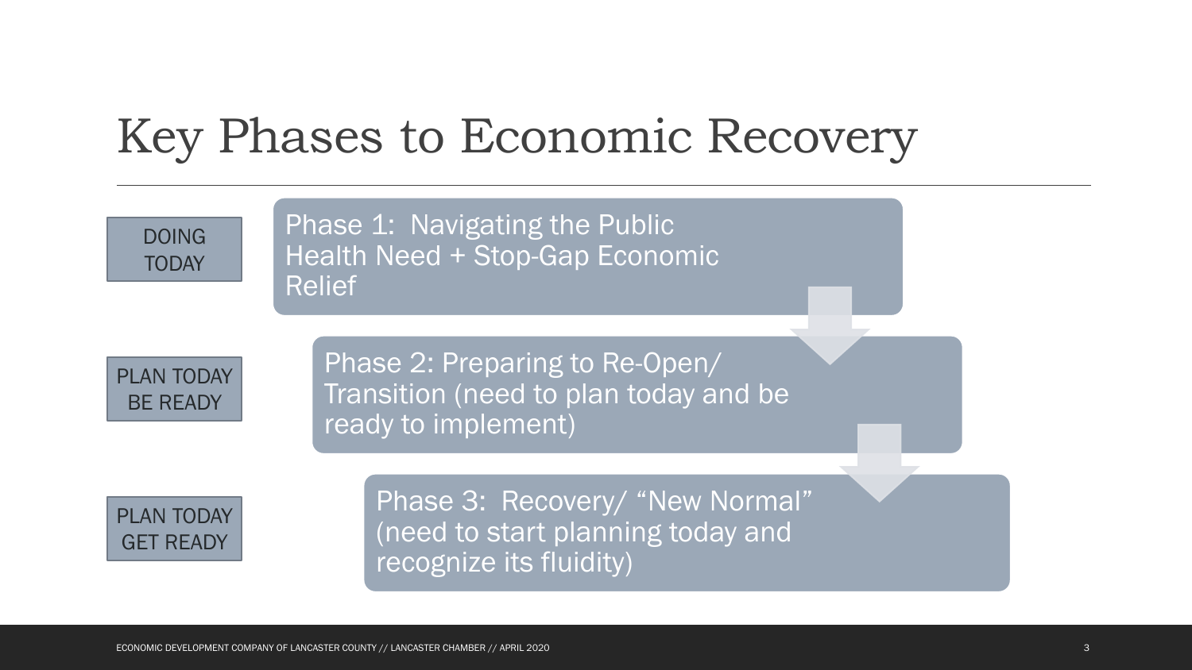# Key Phases to Economic Recovery

**DOING TODAY**

Phase 1: Navigating the Public Health Need + Stop-Gap Economic Relief

**PLAN TODAY BE READY**

Phase 2: Preparing to Re-Open/ Transition (need to plan today and be ready to implement)

**PLAN TODAY GET READY**

Phase 3: Recovery/ "New Normal" (need to start planning today and recognize its fluidity)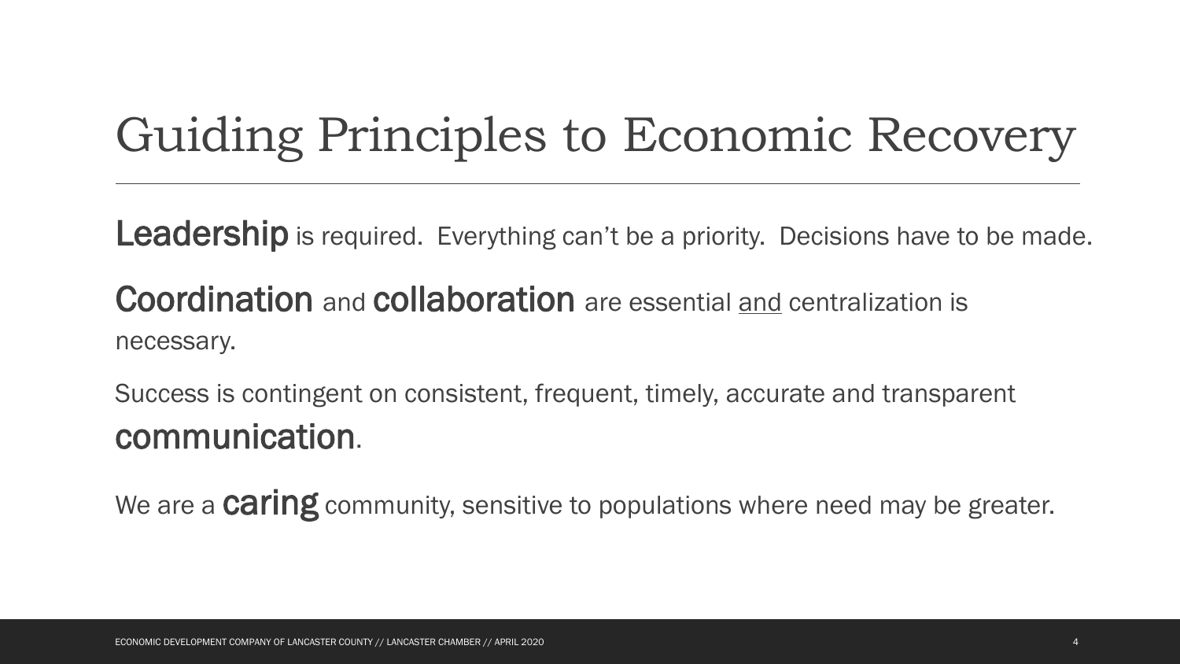# Guiding Principles to Economic Recovery

**Leadership** is required. Everything can't be a priority. Decisions have to be made.

**Coordination** and **collaboration** are essential <u>and</u> centralization is necessary.

Success is contingent on consistent, frequent, timely, accurate and transparent **communication**.

We are a **caring** community, sensitive to populations where need may be greater.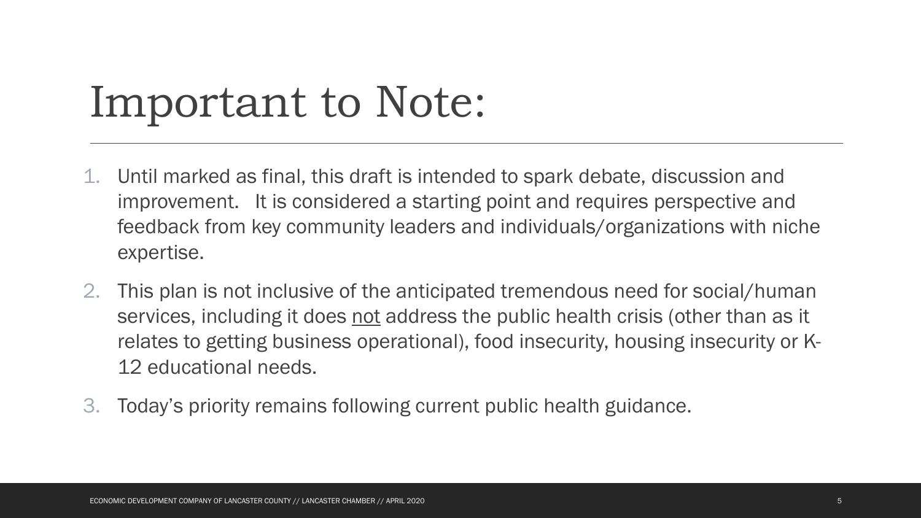# Important to Note:

1. Until marked as final, this draft is intended to spark debate, discussion and improvement. It is considered a starting point and requires perspective and feedback from key community leaders and individuals/organizations with niche expertise.
2. This plan is not inclusive of the anticipated tremendous need for social/human services, including it does <u>not</u> address the public health crisis (other than as it relates to getting business operational), food insecurity, housing insecurity or K-12 educational needs.
3. Today's priority remains following current public health guidance.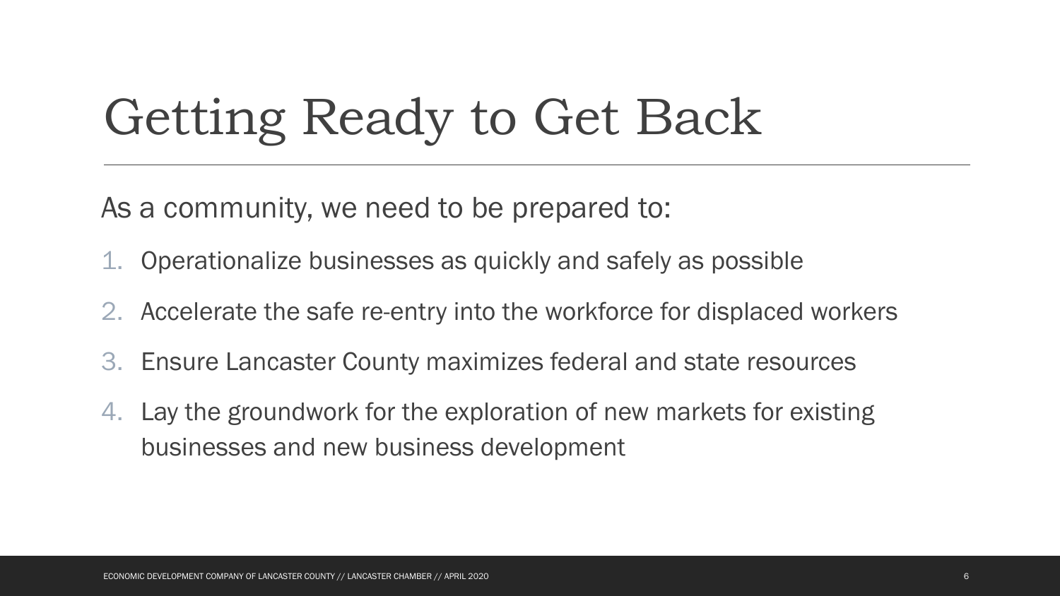# Getting Ready to Get Back

As a community, we need to be prepared to:

1. Operationalize businesses as quickly and safely as possible
2. Accelerate the safe re-entry into the workforce for displaced workers
3. Ensure Lancaster County maximizes federal and state resources
4. Lay the groundwork for the exploration of new markets for existing businesses and new business development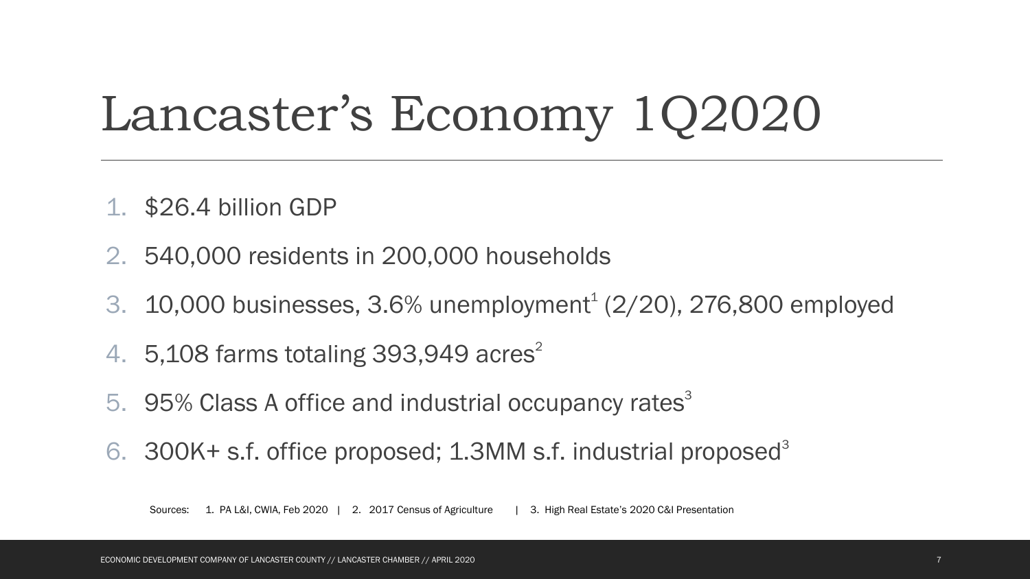# Lancaster's Economy 1Q2020

1. $26.4 billion GDP
2. 540,000 residents in 200,000 households
3. 10,000 businesses, 3.6% unemployment[1] (2/20), 276,800 employed
4. 5,108 farms totaling 393,949 acres[2]
5. 95% Class A office and industrial occupancy rates[3]
6. 300K+ s.f. office proposed; 1.3MM s.f. industrial proposed[3]

Sources: 1. PA L&I, CWIA, Feb 2020 | 2. 2017 Census of Agriculture | 3. High Real Estate's 2020 C&I Presentation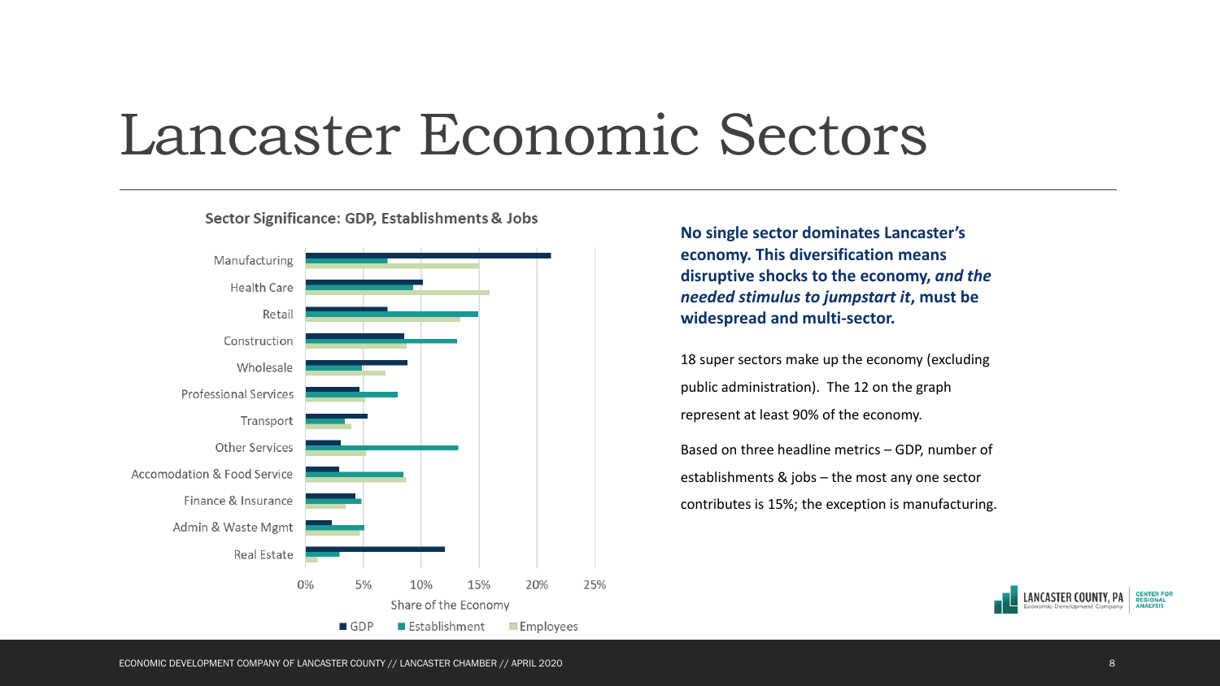# Lancaster Economic Sectors

**Sector Significance: GDP, Establishments & Jobs**

Manufacturing
Health Care
Retail
Construction
Wholesale
Professional Services
Transport
Other Services
Accomodation & Food Service
Finance & Insurance
Admin & Waste Mgmt
Real Estate

0% 5% 10% 15% 20% 25%

Share of the Economy

■ GDP ■ Establishment ■ Employees

**No single sector dominates Lancaster's economy. This diversification means disruptive shocks to the economy, *and the needed stimulus to jumpstart it*, must be widespread and multi-sector.**

18 super sectors make up the economy (excluding public administration). The 12 on the graph represent at least 90% of the economy.

Based on three headline metrics – GDP, number of establishments & jobs – the most any one sector contributes is 15%; the exception is manufacturing.

LANCASTER COUNTY, PA Economic Development Company | CENTER FOR REGIONAL ANALYSIS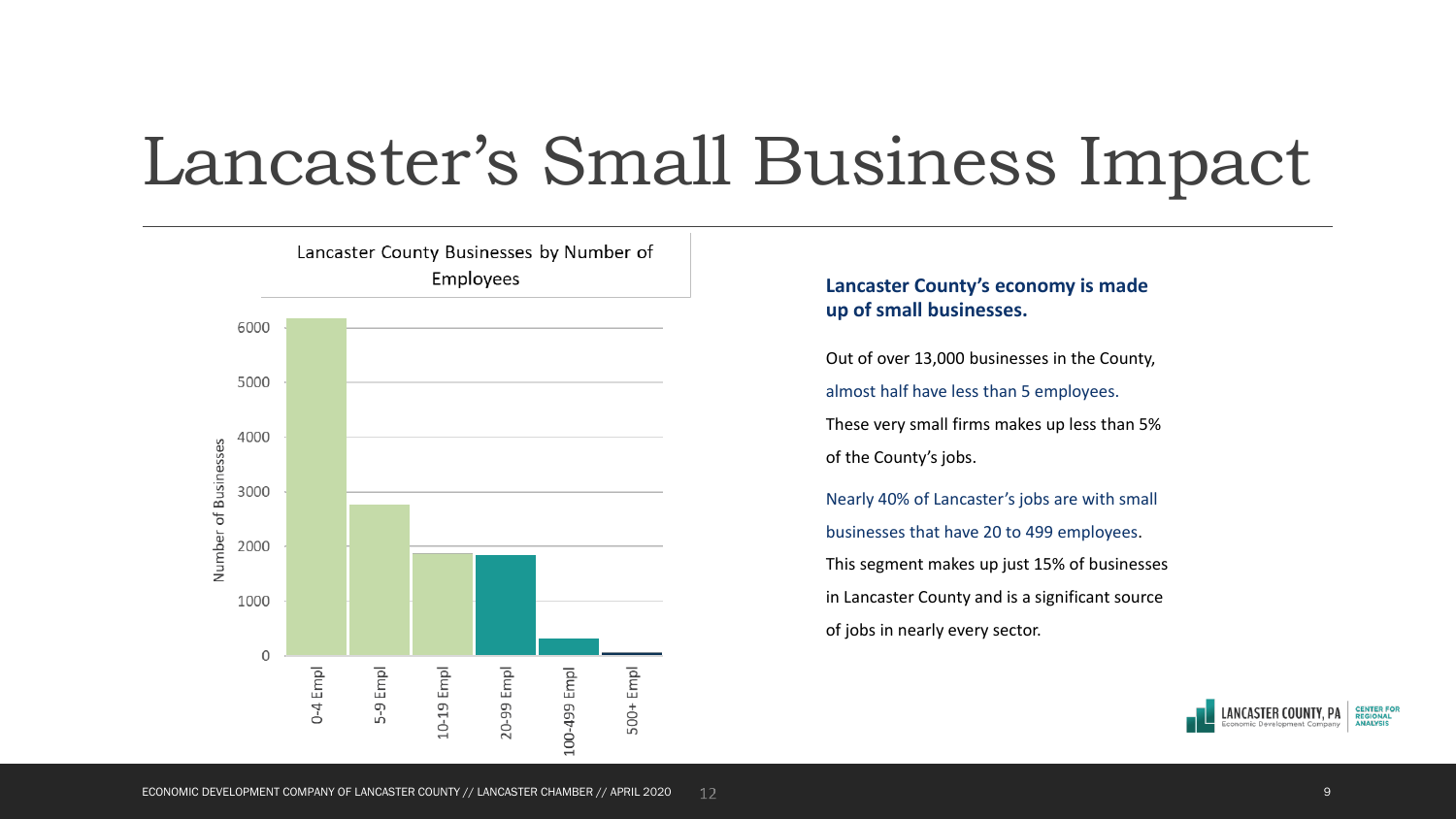# Lancaster's Small Business Impact

Lancaster County Businesses by Number of Employees

| Employees | Number of Businesses (approx.) |
|---|---|
| 0-4 Empl | 6150 |
| 5-9 Empl | 2750 |
| 10-19 Empl | 1870 |
| 20-99 Empl | 1840 |
| 100-499 Empl | 310 |
| 500+ Empl | 50 |

**Lancaster County's economy is made up of small businesses.**

Out of over 13,000 businesses in the County, almost half have less than 5 employees. These very small firms makes up less than 5% of the County's jobs.

Nearly 40% of Lancaster's jobs are with small businesses that have 20 to 499 employees. This segment makes up just 15% of businesses in Lancaster County and is a significant source of jobs in nearly every sector.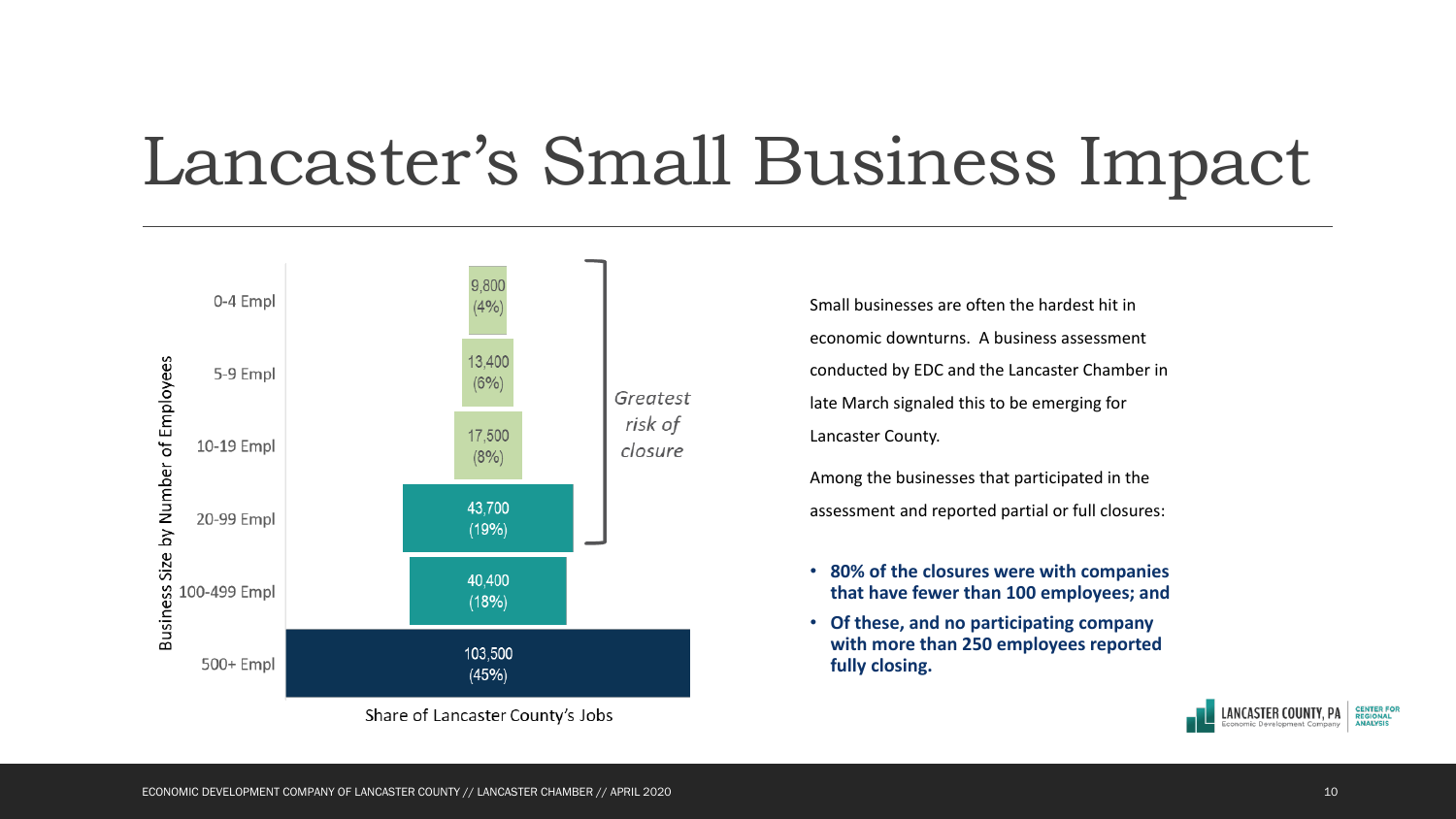# Lancaster's Small Business Impact

| Business Size by Number of Employees | Share of Lancaster County's Jobs |
| --- | --- |
| 0-4 Empl | 9,800 (4%) |
| 5-9 Empl | 13,400 (6%) |
| 10-19 Empl | 17,500 (8%) |
| 20-99 Empl | 43,700 (19%) |
| 100-499 Empl | 40,400 (18%) |
| 500+ Empl | 103,500 (45%) |

*Greatest risk of closure* (0-4 Empl through 20-99 Empl)

Small businesses are often the hardest hit in economic downturns. A business assessment conducted by EDC and the Lancaster Chamber in late March signaled this to be emerging for Lancaster County.

Among the businesses that participated in the assessment and reported partial or full closures:

- **80% of the closures were with companies that have fewer than 100 employees; and**
- **Of these, and no participating company with more than 250 employees reported fully closing.**

ECONOMIC DEVELOPMENT COMPANY OF LANCASTER COUNTY // LANCASTER CHAMBER // APRIL 2020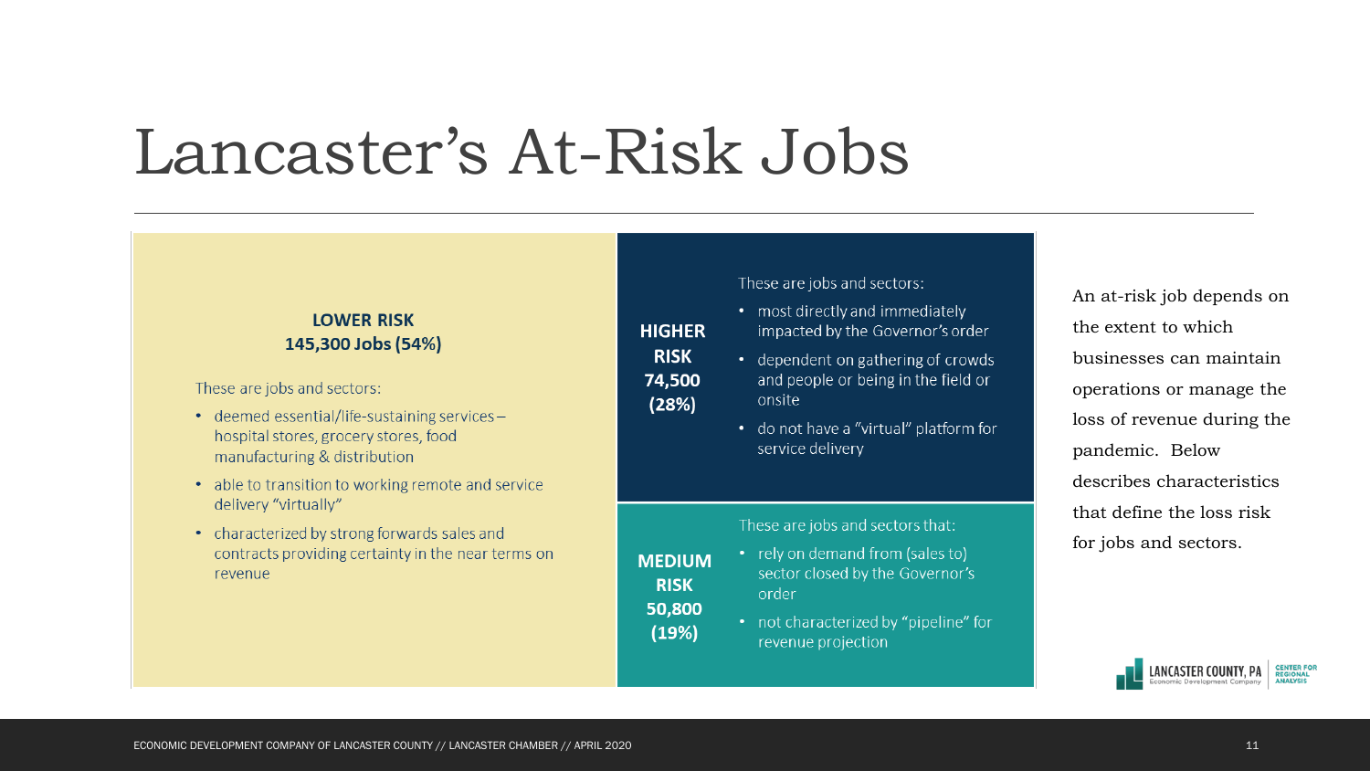# Lancaster's At-Risk Jobs

An at-risk job depends on the extent to which businesses can maintain operations or manage the loss of revenue during the pandemic. Below describes characteristics that define the loss risk for jobs and sectors.

**LOWER RISK**
**145,300 Jobs (54%)**

These are jobs and sectors:

- deemed essential/life-sustaining services – hospital stores, grocery stores, food manufacturing & distribution
- able to transition to working remote and service delivery "virtually"
- characterized by strong forwards sales and contracts providing certainty in the near terms on revenue

**HIGHER RISK**
**74,500 (28%)**

These are jobs and sectors:

- most directly and immediately impacted by the Governor's order
- dependent on gathering of crowds and people or being in the field or onsite
- do not have a "virtual" platform for service delivery

**MEDIUM RISK**
**50,800 (19%)**

These are jobs and sectors that:

- rely on demand from (sales to) sector closed by the Governor's order
- not characterized by "pipeline" for revenue projection

LANCASTER COUNTY, PA Economic Development Company | CENTER FOR REGIONAL ANALYSIS

ECONOMIC DEVELOPMENT COMPANY OF LANCASTER COUNTY // LANCASTER CHAMBER // APRIL 2020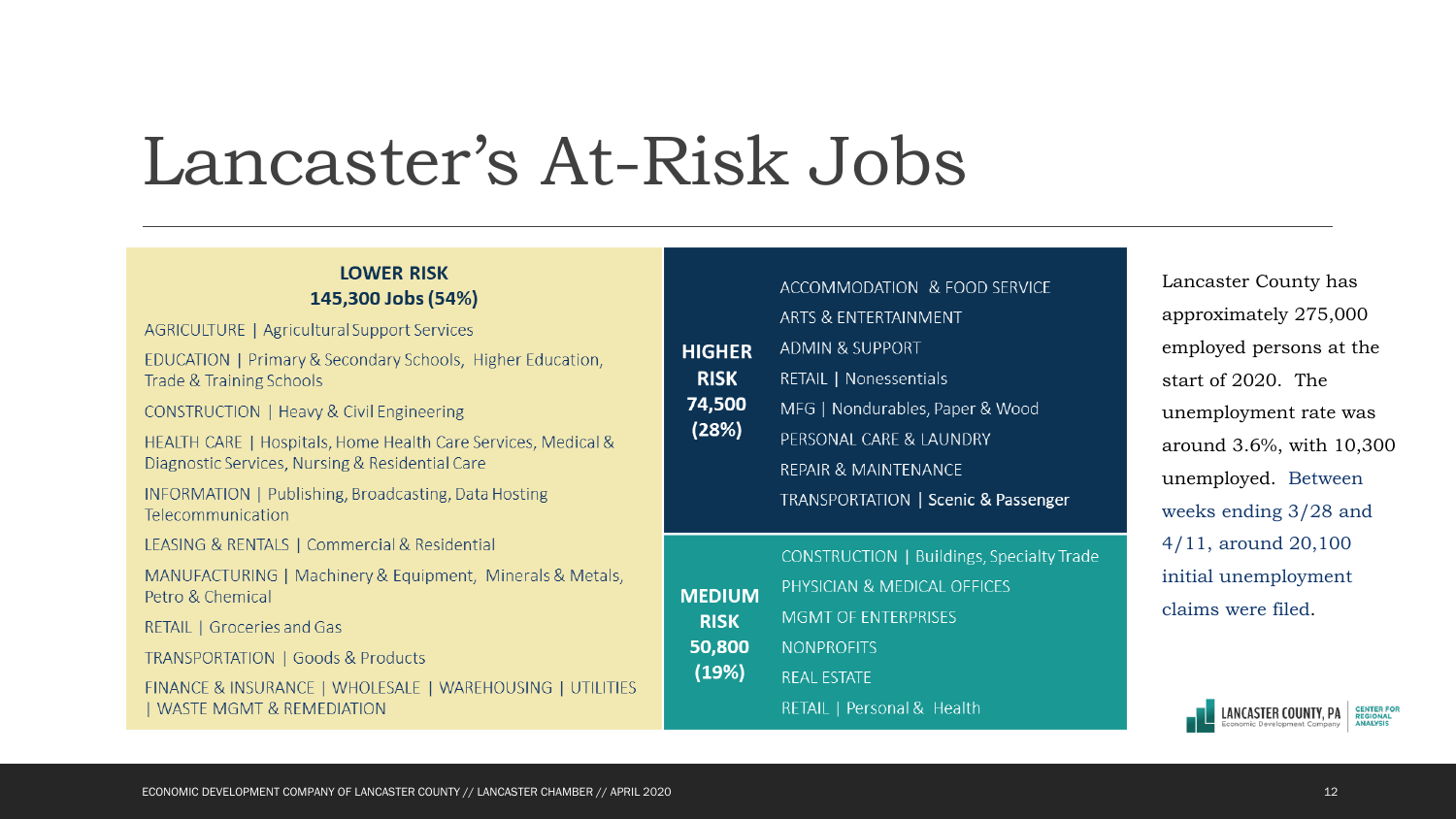# Lancaster's At-Risk Jobs

**LOWER RISK**
**145,300 Jobs (54%)**

- AGRICULTURE | Agricultural Support Services
- EDUCATION | Primary & Secondary Schools, Higher Education, Trade & Training Schools
- CONSTRUCTION | Heavy & Civil Engineering
- HEALTH CARE | Hospitals, Home Health Care Services, Medical & Diagnostic Services, Nursing & Residential Care
- INFORMATION | Publishing, Broadcasting, Data Hosting Telecommunication
- LEASING & RENTALS | Commercial & Residential
- MANUFACTURING | Machinery & Equipment, Minerals & Metals, Petro & Chemical
- RETAIL | Groceries and Gas
- TRANSPORTATION | Goods & Products
- FINANCE & INSURANCE | WHOLESALE | WAREHOUSING | UTILITIES | WASTE MGMT & REMEDIATION

**HIGHER RISK**
**74,500 (28%)**

- ACCOMMODATION & FOOD SERVICE
- ARTS & ENTERTAINMENT
- ADMIN & SUPPORT
- RETAIL | Nonessentials
- MFG | Nondurables, Paper & Wood
- PERSONAL CARE & LAUNDRY
- REPAIR & MAINTENANCE
- TRANSPORTATION | Scenic & Passenger

**MEDIUM RISK**
**50,800 (19%)**

- CONSTRUCTION | Buildings, Specialty Trade
- PHYSICIAN & MEDICAL OFFICES
- MGMT OF ENTERPRISES
- NONPROFITS
- REAL ESTATE
- RETAIL | Personal & Health

Lancaster County has approximately 275,000 employed persons at the start of 2020. The unemployment rate was around 3.6%, with 10,300 unemployed. Between weeks ending 3/28 and 4/11, around 20,100 initial unemployment claims were filed.

LANCASTER COUNTY, PA Economic Development Company | CENTER FOR REGIONAL ANALYSIS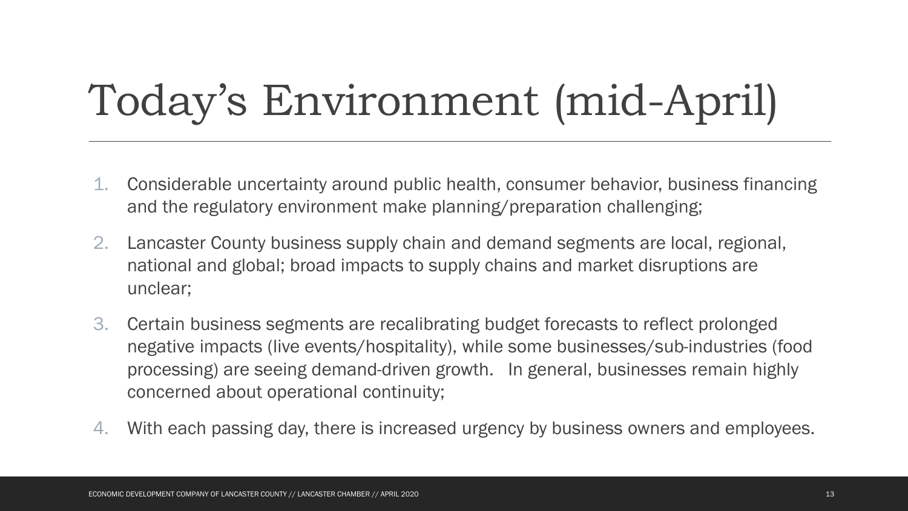# Today's Environment (mid-April)

1. Considerable uncertainty around public health, consumer behavior, business financing and the regulatory environment make planning/preparation challenging;
2. Lancaster County business supply chain and demand segments are local, regional, national and global; broad impacts to supply chains and market disruptions are unclear;
3. Certain business segments are recalibrating budget forecasts to reflect prolonged negative impacts (live events/hospitality), while some businesses/sub-industries (food processing) are seeing demand-driven growth. In general, businesses remain highly concerned about operational continuity;
4. With each passing day, there is increased urgency by business owners and employees.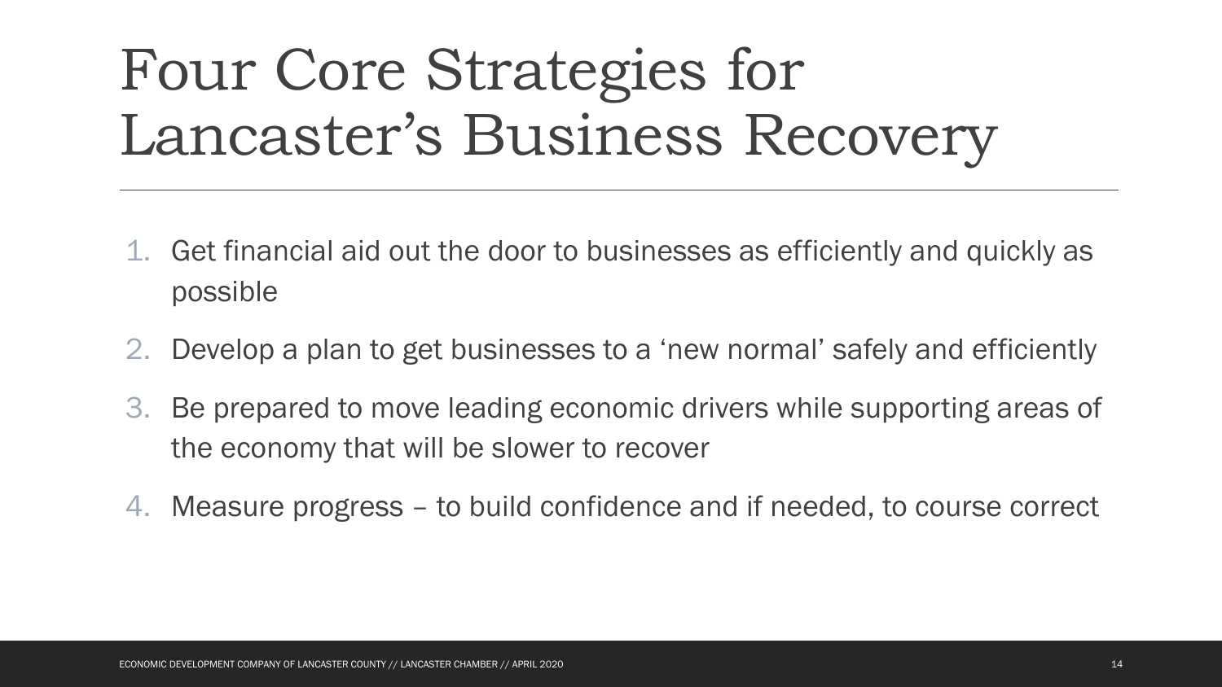# Four Core Strategies for Lancaster's Business Recovery

1. Get financial aid out the door to businesses as efficiently and quickly as possible
2. Develop a plan to get businesses to a 'new normal' safely and efficiently
3. Be prepared to move leading economic drivers while supporting areas of the economy that will be slower to recover
4. Measure progress – to build confidence and if needed, to course correct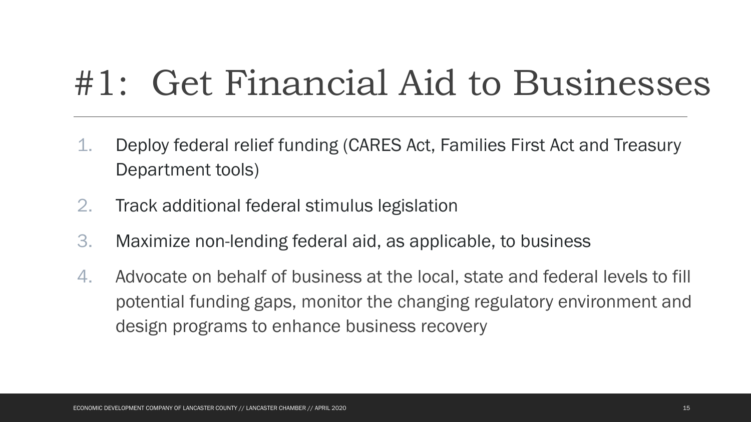# #1: Get Financial Aid to Businesses

1. Deploy federal relief funding (CARES Act, Families First Act and Treasury Department tools)
2. Track additional federal stimulus legislation
3. Maximize non-lending federal aid, as applicable, to business
4. Advocate on behalf of business at the local, state and federal levels to fill potential funding gaps, monitor the changing regulatory environment and design programs to enhance business recovery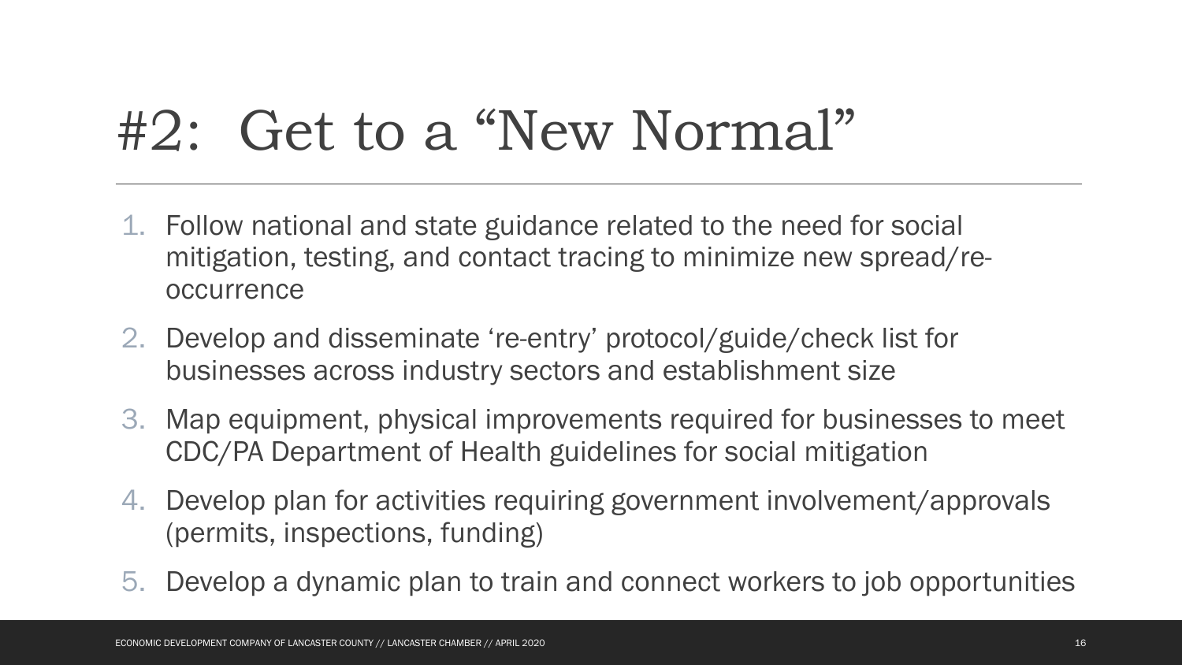# #2: Get to a "New Normal"

1. Follow national and state guidance related to the need for social mitigation, testing, and contact tracing to minimize new spread/re-occurrence
2. Develop and disseminate 're-entry' protocol/guide/check list for businesses across industry sectors and establishment size
3. Map equipment, physical improvements required for businesses to meet CDC/PA Department of Health guidelines for social mitigation
4. Develop plan for activities requiring government involvement/approvals (permits, inspections, funding)
5. Develop a dynamic plan to train and connect workers to job opportunities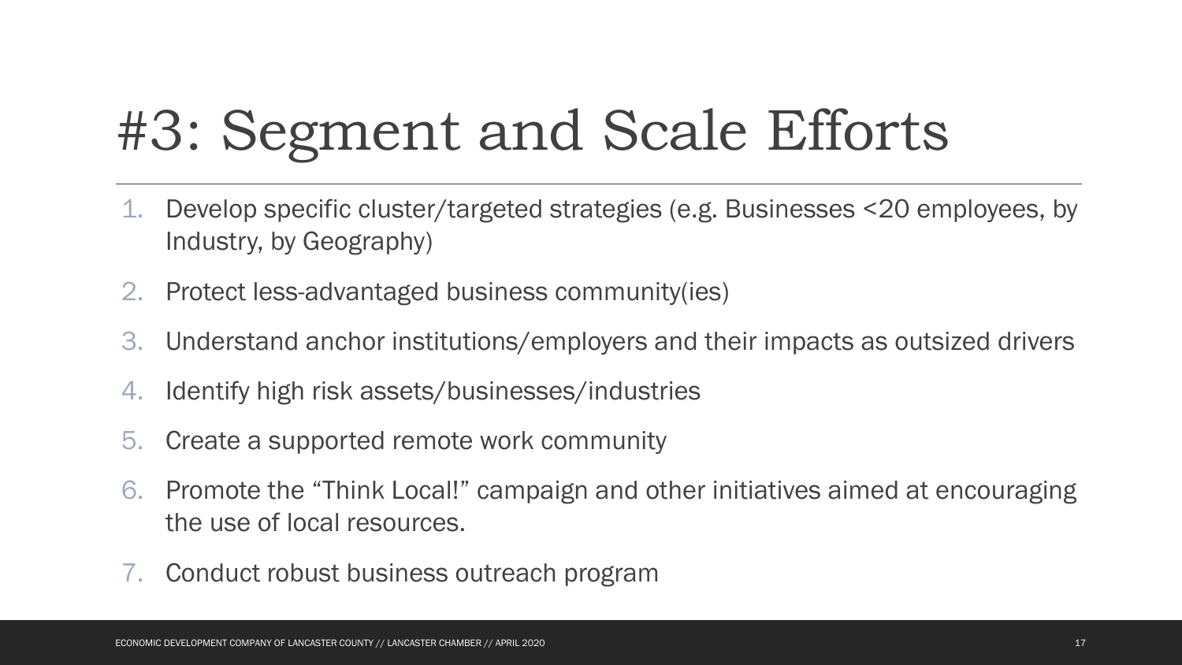# #3: Segment and Scale Efforts

1. Develop specific cluster/targeted strategies (e.g. Businesses <20 employees, by Industry, by Geography)
2. Protect less-advantaged business community(ies)
3. Understand anchor institutions/employers and their impacts as outsized drivers
4. Identify high risk assets/businesses/industries
5. Create a supported remote work community
6. Promote the “Think Local!” campaign and other initiatives aimed at encouraging the use of local resources.
7. Conduct robust business outreach program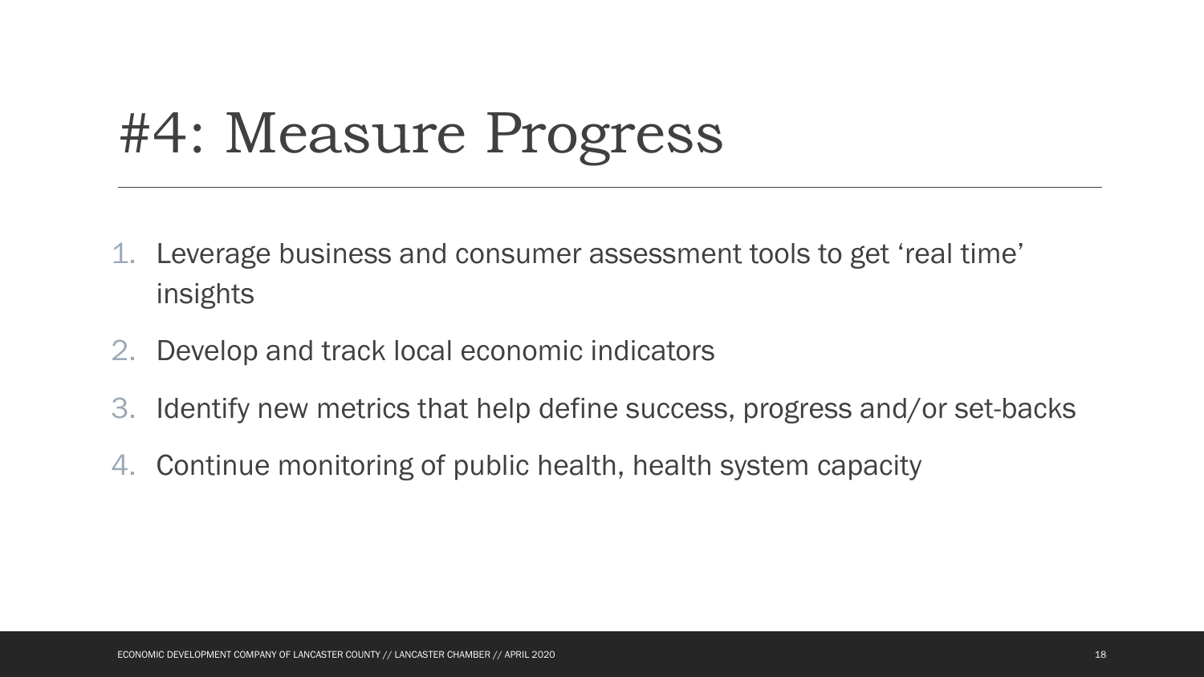# #4: Measure Progress

1. Leverage business and consumer assessment tools to get ‘real time’ insights
2. Develop and track local economic indicators
3. Identify new metrics that help define success, progress and/or set-backs
4. Continue monitoring of public health, health system capacity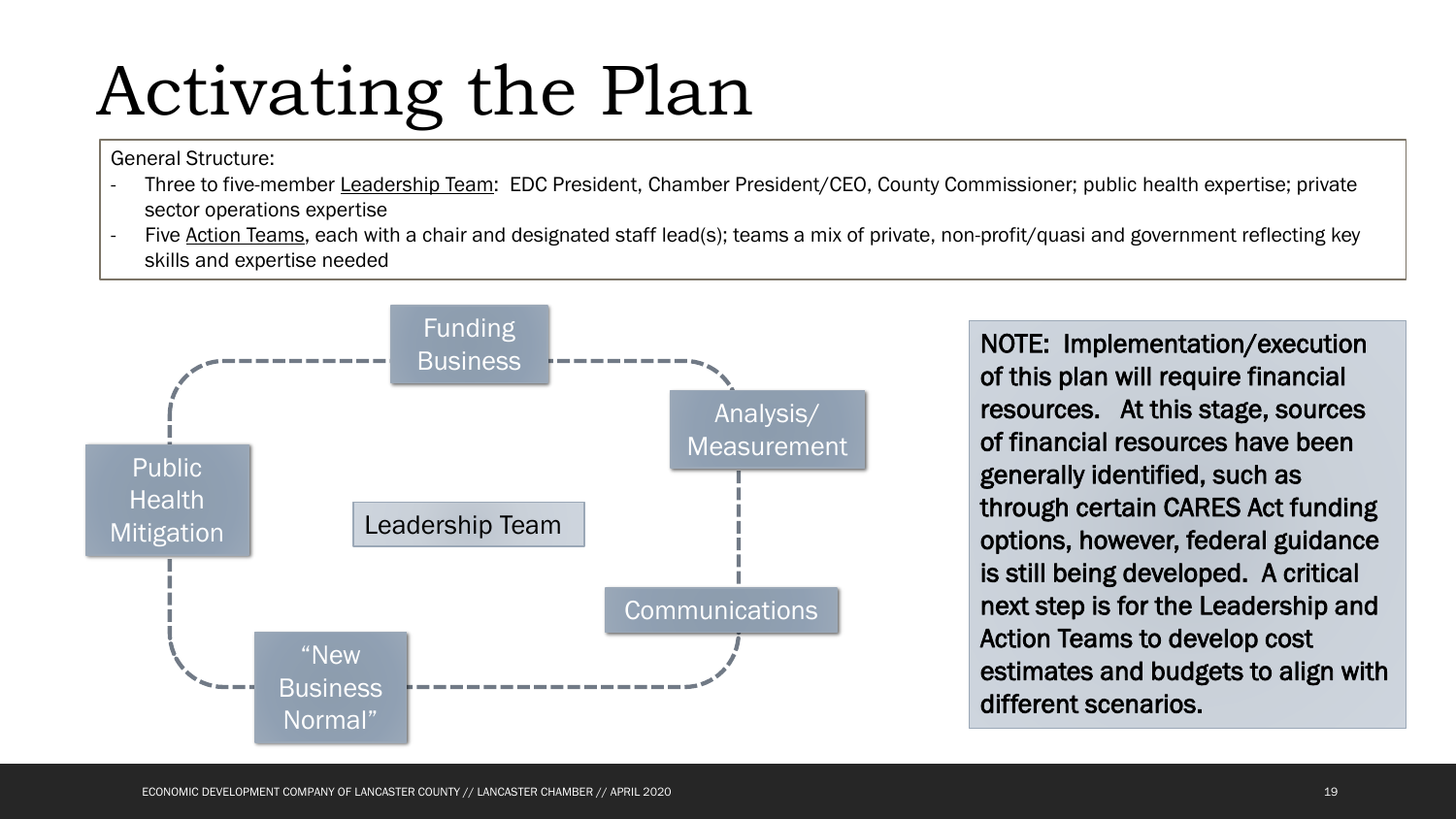# Activating the Plan

General Structure:

- Three to five-member Leadership Team: EDC President, Chamber President/CEO, County Commissioner; public health expertise; private sector operations expertise
- Five Action Teams, each with a chair and designated staff lead(s); teams a mix of private, non-profit/quasi and government reflecting key skills and expertise needed

Funding Business

Analysis/ Measurement

Public Health Mitigation

Leadership Team

Communications

"New Business Normal"

**NOTE: Implementation/execution of this plan will require financial resources. At this stage, sources of financial resources have been generally identified, such as through certain CARES Act funding options, however, federal guidance is still being developed. A critical next step is for the Leadership and Action Teams to develop cost estimates and budgets to align with different scenarios.**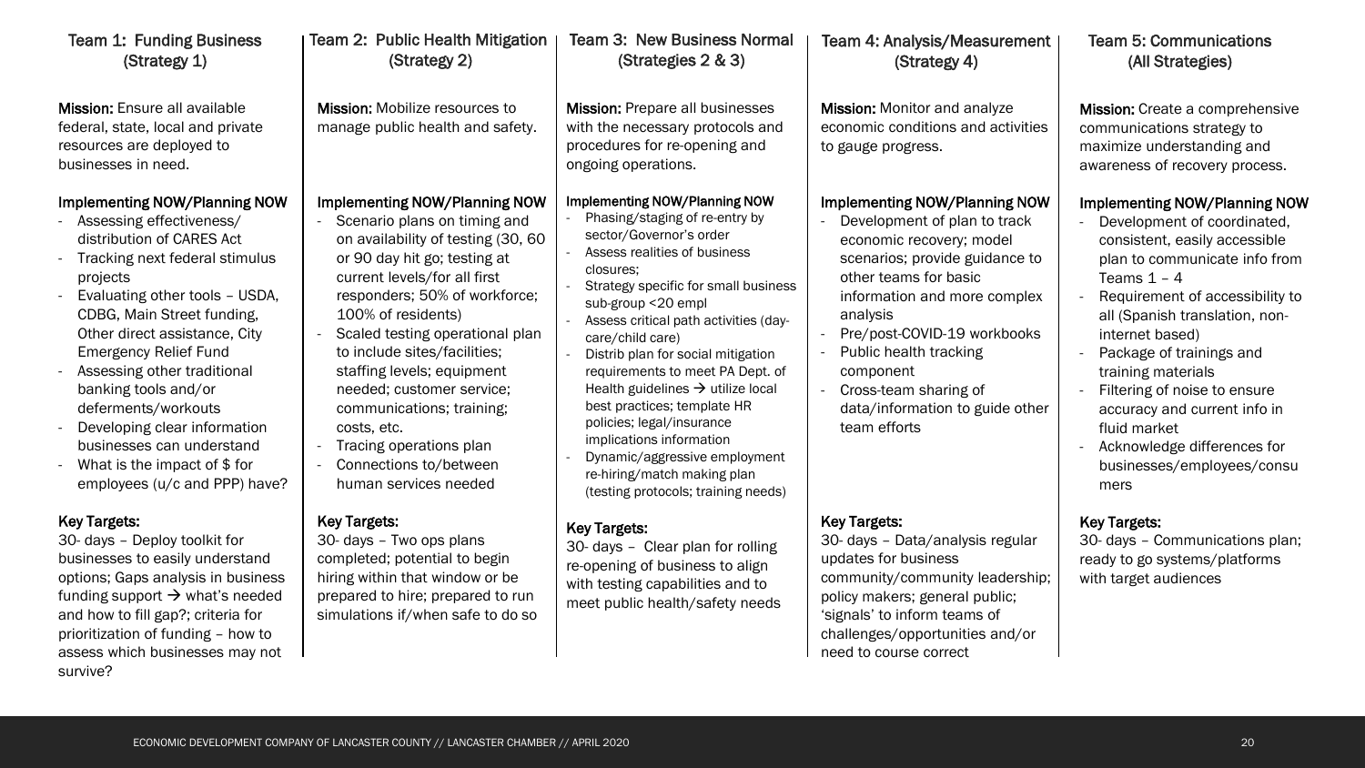## Team 1: Funding Business (Strategy 1)

**Mission:** Ensure all available federal, state, local and private resources are deployed to businesses in need.

**Implementing NOW/Planning NOW**

- Assessing effectiveness/ distribution of CARES Act
- Tracking next federal stimulus projects
- Evaluating other tools – USDA, CDBG, Main Street funding, Other direct assistance, City Emergency Relief Fund
- Assessing other traditional banking tools and/or deferments/workouts
- Developing clear information businesses can understand
- What is the impact of $ for employees (u/c and PPP) have?

**Key Targets:**

30- days – Deploy toolkit for businesses to easily understand options; Gaps analysis in business funding support → what's needed and how to fill gap?; criteria for prioritization of funding – how to assess which businesses may not survive?

## Team 2: Public Health Mitigation (Strategy 2)

**Mission:** Mobilize resources to manage public health and safety.

**Implementing NOW/Planning NOW**

- Scenario plans on timing and on availability of testing (30, 60 or 90 day hit go; testing at current levels/for all first responders; 50% of workforce; 100% of residents)
- Scaled testing operational plan to include sites/facilities; staffing levels; equipment needed; customer service; communications; training; costs, etc.
- Tracing operations plan
- Connections to/between human services needed

**Key Targets:**

30- days – Two ops plans completed; potential to begin hiring within that window or be prepared to hire; prepared to run simulations if/when safe to do so

## Team 3: New Business Normal (Strategies 2 & 3)

**Mission:** Prepare all businesses with the necessary protocols and procedures for re-opening and ongoing operations.

**Implementing NOW/Planning NOW**

- Phasing/staging of re-entry by sector/Governor's order
- Assess realities of business closures;
- Strategy specific for small business sub-group <20 empl
- Assess critical path activities (day-care/child care)
- Distrib plan for social mitigation requirements to meet PA Dept. of Health guidelines → utilize local best practices; template HR policies; legal/insurance implications information
- Dynamic/aggressive employment re-hiring/match making plan (testing protocols; training needs)

**Key Targets:**

30- days – Clear plan for rolling re-opening of business to align with testing capabilities and to meet public health/safety needs

## Team 4: Analysis/Measurement (Strategy 4)

**Mission:** Monitor and analyze economic conditions and activities to gauge progress.

**Implementing NOW/Planning NOW**

- Development of plan to track economic recovery; model scenarios; provide guidance to other teams for basic information and more complex analysis
- Pre/post-COVID-19 workbooks
- Public health tracking component
- Cross-team sharing of data/information to guide other team efforts

**Key Targets:**

30- days – Data/analysis regular updates for business community/community leadership; policy makers; general public; 'signals' to inform teams of challenges/opportunities and/or need to course correct

## Team 5: Communications (All Strategies)

**Mission:** Create a comprehensive communications strategy to maximize understanding and awareness of recovery process.

**Implementing NOW/Planning NOW**

- Development of coordinated, consistent, easily accessible plan to communicate info from Teams 1 – 4
- Requirement of accessibility to all (Spanish translation, non-internet based)
- Package of trainings and training materials
- Filtering of noise to ensure accuracy and current info in fluid market
- Acknowledge differences for businesses/employees/consumers

**Key Targets:**

30- days – Communications plan; ready to go systems/platforms with target audiences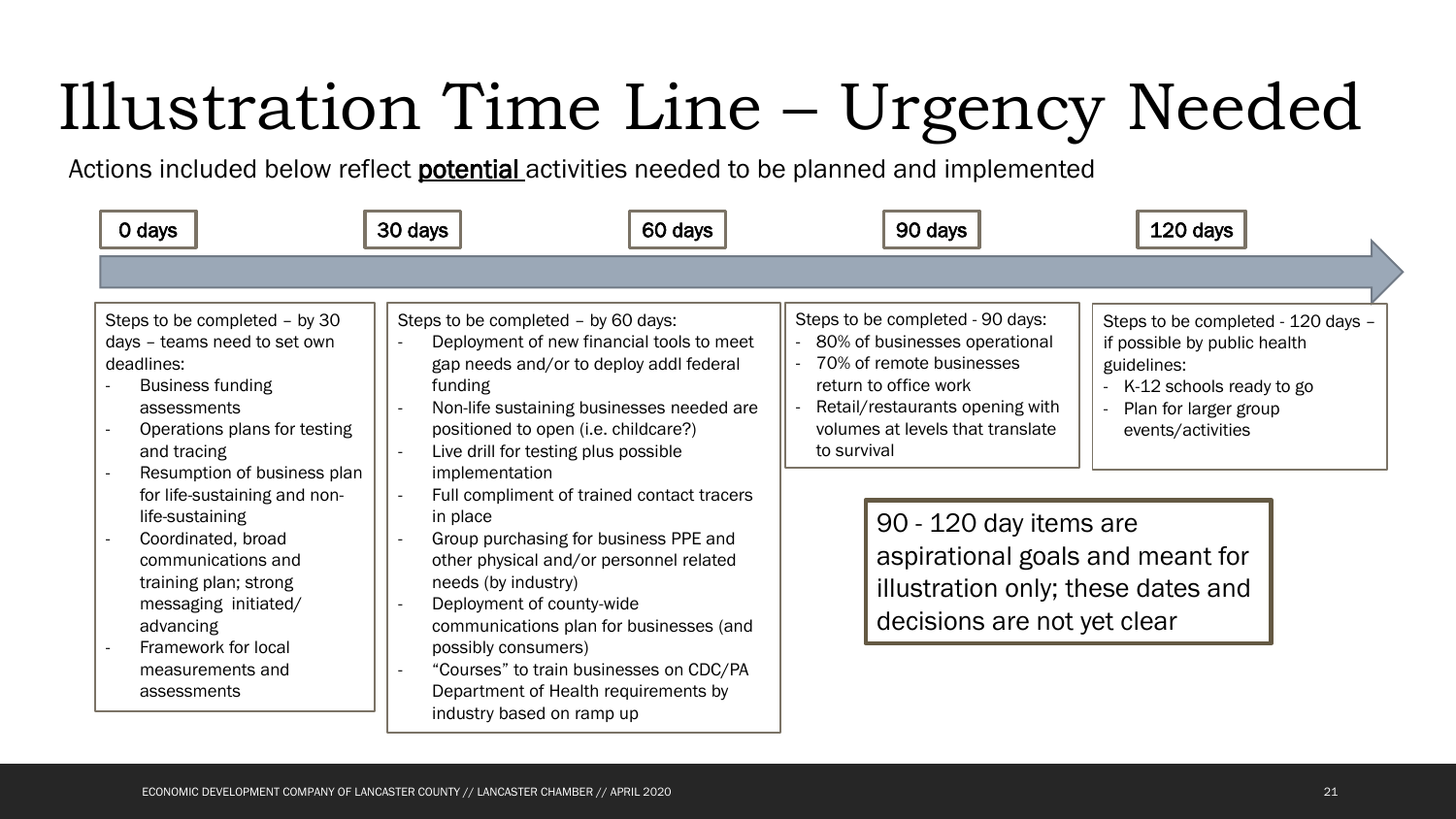# Illustration Time Line – Urgency Needed

Actions included below reflect **potential** activities needed to be planned and implemented

0 days | 30 days | 60 days | 90 days | 120 days

**Steps to be completed – by 30 days – teams need to set own deadlines:**

- Business funding assessments
- Operations plans for testing and tracing
- Resumption of business plan for life-sustaining and non-life-sustaining
- Coordinated, broad communications and training plan; strong messaging initiated/ advancing
- Framework for local measurements and assessments

**Steps to be completed – by 60 days:**

- Deployment of new financial tools to meet gap needs and/or to deploy addl federal funding
- Non-life sustaining businesses needed are positioned to open (i.e. childcare?)
- Live drill for testing plus possible implementation
- Full compliment of trained contact tracers in place
- Group purchasing for business PPE and other physical and/or personnel related needs (by industry)
- Deployment of county-wide communications plan for businesses (and possibly consumers)
- "Courses" to train businesses on CDC/PA Department of Health requirements by industry based on ramp up

**Steps to be completed - 90 days:**

- 80% of businesses operational
- 70% of remote businesses return to office work
- Retail/restaurants opening with volumes at levels that translate to survival

**Steps to be completed - 120 days – if possible by public health guidelines:**

- K-12 schools ready to go
- Plan for larger group events/activities

90 - 120 day items are aspirational goals and meant for illustration only; these dates and decisions are not yet clear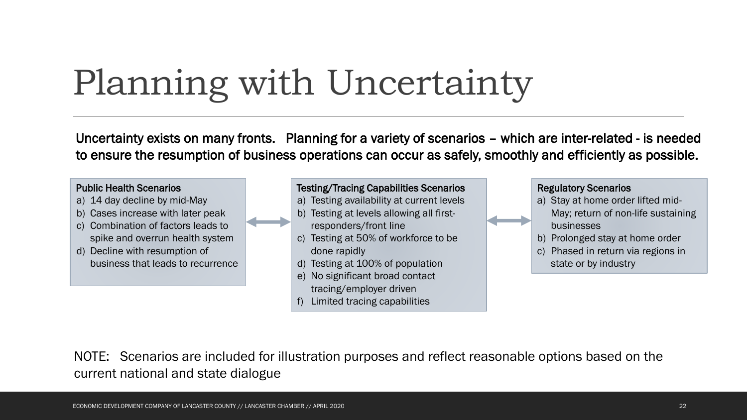# Planning with Uncertainty

**Uncertainty exists on many fronts. Planning for a variety of scenarios – which are inter-related - is needed to ensure the resumption of business operations can occur as safely, smoothly and efficiently as possible.**

**Public Health Scenarios**

a) 14 day decline by mid-May
b) Cases increase with later peak
c) Combination of factors leads to spike and overrun health system
d) Decline with resumption of business that leads to recurrence

**Testing/Tracing Capabilities Scenarios**

a) Testing availability at current levels
b) Testing at levels allowing all first-responders/front line
c) Testing at 50% of workforce to be done rapidly
d) Testing at 100% of population
e) No significant broad contact tracing/employer driven
f) Limited tracing capabilities

**Regulatory Scenarios**

a) Stay at home order lifted mid-May; return of non-life sustaining businesses
b) Prolonged stay at home order
c) Phased in return via regions in state or by industry

NOTE: Scenarios are included for illustration purposes and reflect reasonable options based on the current national and state dialogue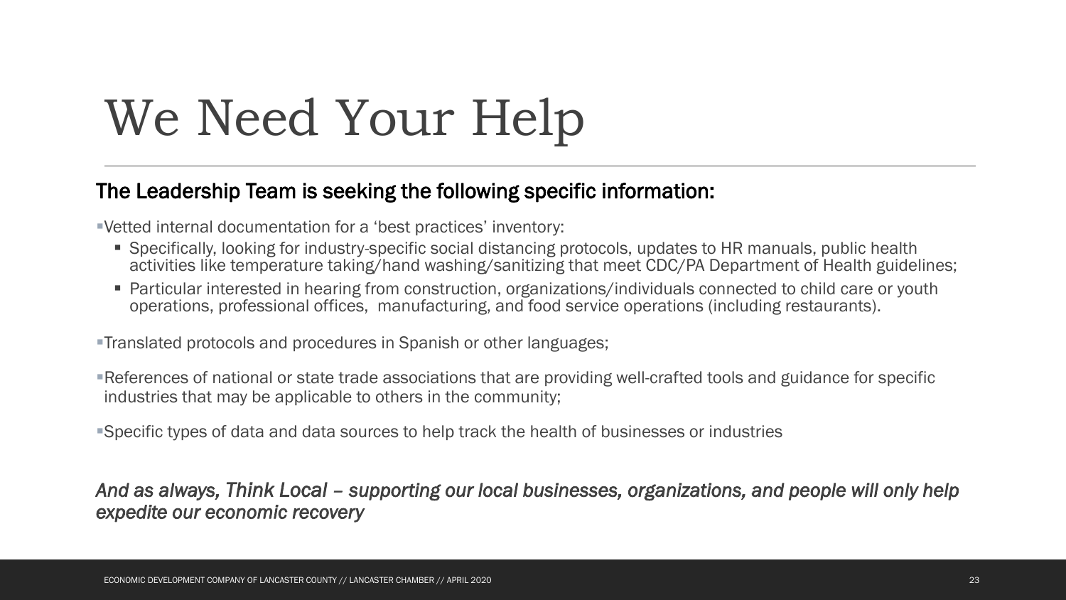# We Need Your Help

**The Leadership Team is seeking the following specific information:**

- Vetted internal documentation for a 'best practices' inventory:
  - Specifically, looking for industry-specific social distancing protocols, updates to HR manuals, public health activities like temperature taking/hand washing/sanitizing that meet CDC/PA Department of Health guidelines;
  - Particular interested in hearing from construction, organizations/individuals connected to child care or youth operations, professional offices, manufacturing, and food service operations (including restaurants).
- Translated protocols and procedures in Spanish or other languages;
- References of national or state trade associations that are providing well-crafted tools and guidance for specific industries that may be applicable to others in the community;
- Specific types of data and data sources to help track the health of businesses or industries

*And as always, Think Local – supporting our local businesses, organizations, and people will only help expedite our economic recovery*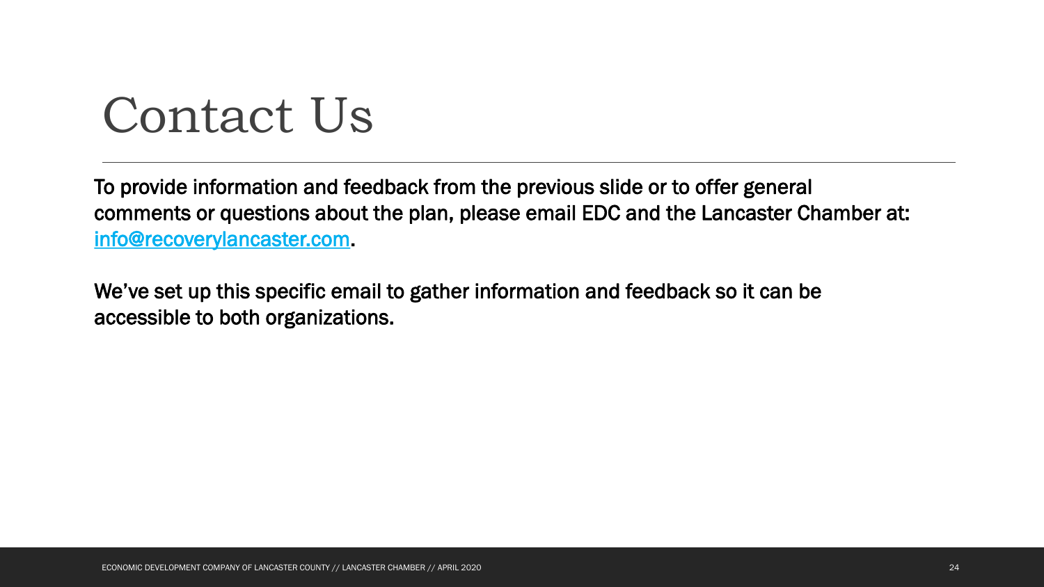# Contact Us

To provide information and feedback from the previous slide or to offer general comments or questions about the plan, please email EDC and the Lancaster Chamber at: info@recoverylancaster.com.

We've set up this specific email to gather information and feedback so it can be accessible to both organizations.